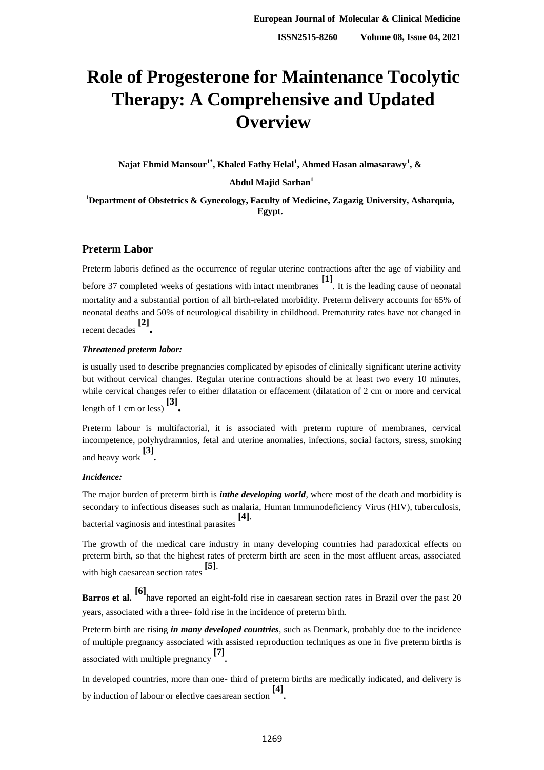# Role of Progesterone for Maintenance Tocolytic Therapy: A Comprehensive and Updated Overview

**Najat Ehmid Mansour[1*], Khaled Fathy Helal[1], Ahmed Hasan almasarawy[1], & Abdul Majid Sarhan[1]**

**[1]Department of Obstetrics & Gynecology, Faculty of Medicine, Zagazig University, Asharquia, Egypt.**

## Preterm Labor

Preterm laboris defined as the occurrence of regular uterine contractions after the age of viability and before 37 completed weeks of gestations with intact membranes **[1]**. It is the leading cause of neonatal mortality and a substantial portion of all birth-related morbidity. Preterm delivery accounts for 65% of neonatal deaths and 50% of neurological disability in childhood. Prematurity rates have not changed in recent decades **[2]**.

### *Threatened preterm labor:*

is usually used to describe pregnancies complicated by episodes of clinically significant uterine activity but without cervical changes. Regular uterine contractions should be at least two every 10 minutes, while cervical changes refer to either dilatation or effacement (dilatation of 2 cm or more and cervical length of 1 cm or less) **[3]**.

Preterm labour is multifactorial, it is associated with preterm rupture of membranes, cervical incompetence, polyhydramnios, fetal and uterine anomalies, infections, social factors, stress, smoking and heavy work **[3]**.

### *Incidence:*

The major burden of preterm birth is ***inthe developing world***, where most of the death and morbidity is secondary to infectious diseases such as malaria, Human Immunodeficiency Virus (HIV), tuberculosis, bacterial vaginosis and intestinal parasites **[4]**.

The growth of the medical care industry in many developing countries had paradoxical effects on preterm birth, so that the highest rates of preterm birth are seen in the most affluent areas, associated with high caesarean section rates **[5]**.

**Barros et al. [6]** have reported an eight-fold rise in caesarean section rates in Brazil over the past 20 years, associated with a three- fold rise in the incidence of preterm birth.

Preterm birth are rising ***in many developed countries***, such as Denmark, probably due to the incidence of multiple pregnancy associated with assisted reproduction techniques as one in five preterm births is associated with multiple pregnancy **[7]**.

In developed countries, more than one- third of preterm births are medically indicated, and delivery is by induction of labour or elective caesarean section **[4]**.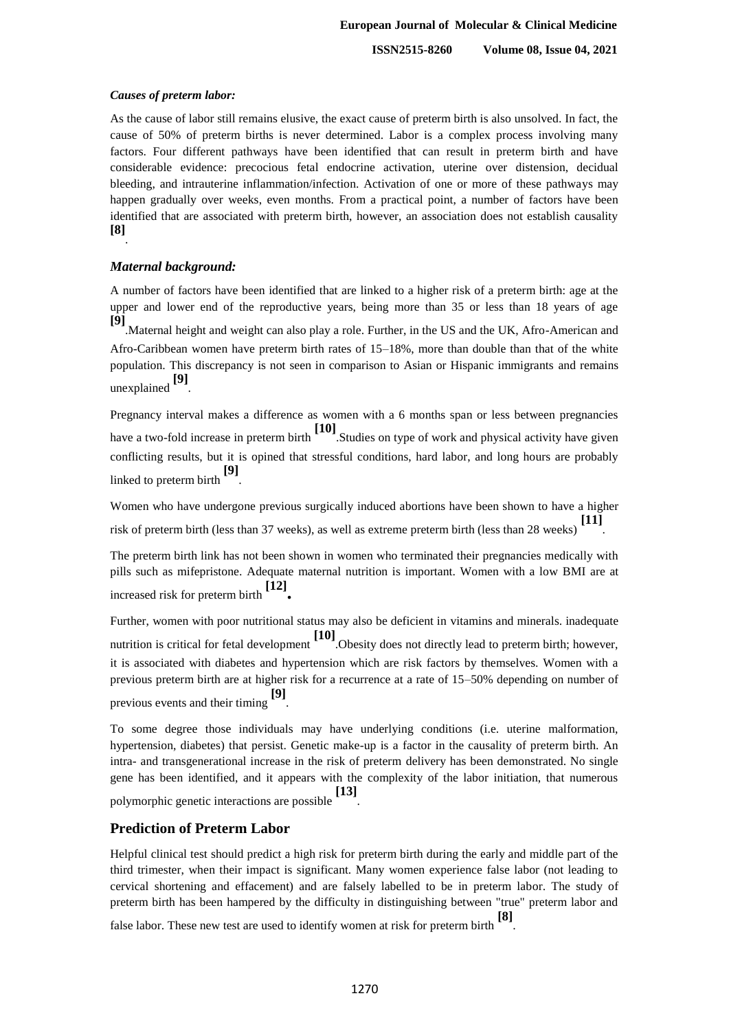### *Causes of preterm labor:*

As the cause of labor still remains elusive, the exact cause of preterm birth is also unsolved. In fact, the cause of 50% of preterm births is never determined. Labor is a complex process involving many factors. Four different pathways have been identified that can result in preterm birth and have considerable evidence: precocious fetal endocrine activation, uterine over distension, decidual bleeding, and intrauterine inflammation/infection. Activation of one or more of these pathways may happen gradually over weeks, even months. From a practical point, a number of factors have been identified that are associated with preterm birth, however, an association does not establish causality [8].

### *Maternal background:*

A number of factors have been identified that are linked to a higher risk of a preterm birth: age at the upper and lower end of the reproductive years, being more than 35 or less than 18 years of age [9].Maternal height and weight can also play a role. Further, in the US and the UK, Afro-American and Afro-Caribbean women have preterm birth rates of 15–18%, more than double than that of the white population. This discrepancy is not seen in comparison to Asian or Hispanic immigrants and remains unexplained [9].

Pregnancy interval makes a difference as women with a 6 months span or less between pregnancies have a two-fold increase in preterm birth [10].Studies on type of work and physical activity have given conflicting results, but it is opined that stressful conditions, hard labor, and long hours are probably linked to preterm birth [9].

Women who have undergone previous surgically induced abortions have been shown to have a higher risk of preterm birth (less than 37 weeks), as well as extreme preterm birth (less than 28 weeks) [11].

The preterm birth link has not been shown in women who terminated their pregnancies medically with pills such as mifepristone. Adequate maternal nutrition is important. Women with a low BMI are at increased risk for preterm birth [12].

Further, women with poor nutritional status may also be deficient in vitamins and minerals. inadequate nutrition is critical for fetal development [10].Obesity does not directly lead to preterm birth; however, it is associated with diabetes and hypertension which are risk factors by themselves. Women with a previous preterm birth are at higher risk for a recurrence at a rate of 15–50% depending on number of previous events and their timing [9].

To some degree those individuals may have underlying conditions (i.e. uterine malformation, hypertension, diabetes) that persist. Genetic make-up is a factor in the causality of preterm birth. An intra- and transgenerational increase in the risk of preterm delivery has been demonstrated. No single gene has been identified, and it appears with the complexity of the labor initiation, that numerous polymorphic genetic interactions are possible [13].

## Prediction of Preterm Labor

Helpful clinical test should predict a high risk for preterm birth during the early and middle part of the third trimester, when their impact is significant. Many women experience false labor (not leading to cervical shortening and effacement) and are falsely labelled to be in preterm labor. The study of preterm birth has been hampered by the difficulty in distinguishing between "true" preterm labor and false labor. These new test are used to identify women at risk for preterm birth [8].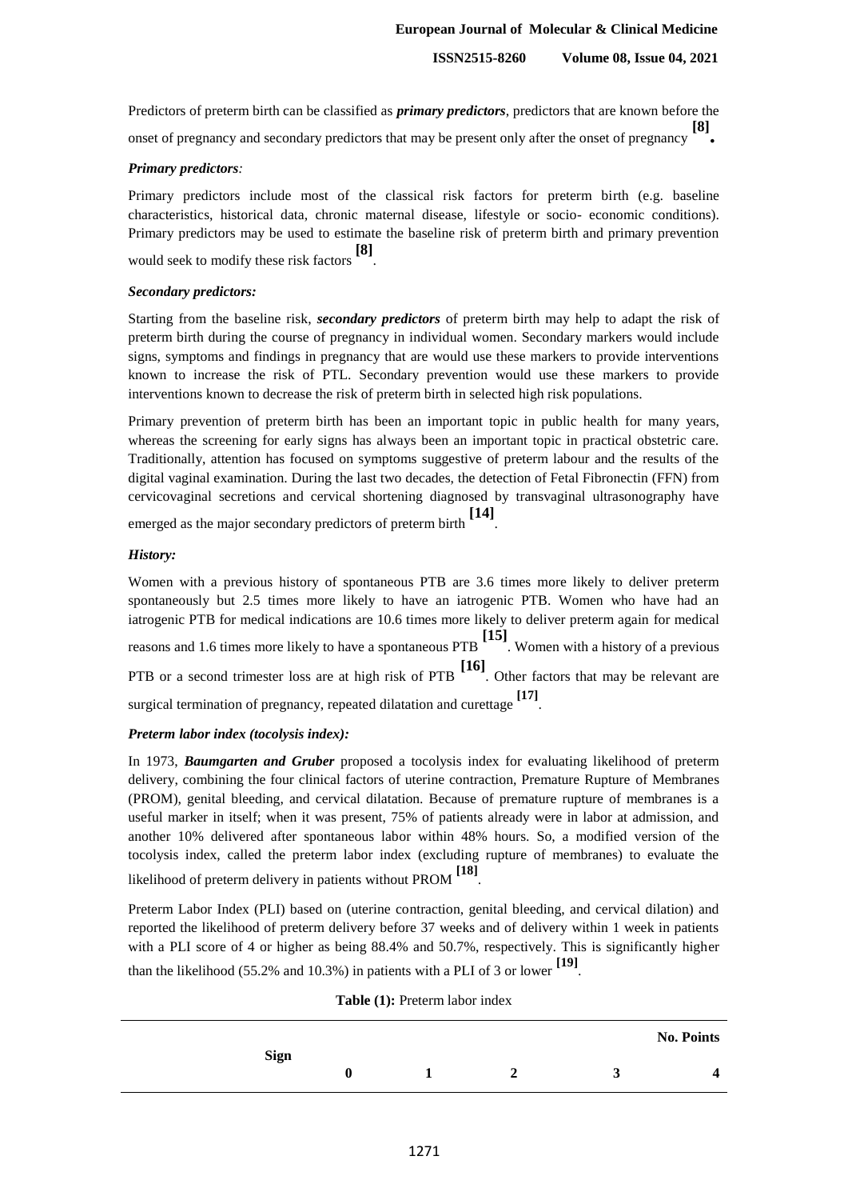Predictors of preterm birth can be classified as ***primary predictors***, predictors that are known before the onset of pregnancy and secondary predictors that may be present only after the onset of pregnancy [8].

***Primary predictors:***

Primary predictors include most of the classical risk factors for preterm birth (e.g. baseline characteristics, historical data, chronic maternal disease, lifestyle or socio- economic conditions). Primary predictors may be used to estimate the baseline risk of preterm birth and primary prevention would seek to modify these risk factors [8].

***Secondary predictors:***

Starting from the baseline risk, ***secondary predictors*** of preterm birth may help to adapt the risk of preterm birth during the course of pregnancy in individual women. Secondary markers would include signs, symptoms and findings in pregnancy that are would use these markers to provide interventions known to increase the risk of PTL. Secondary prevention would use these markers to provide interventions known to decrease the risk of preterm birth in selected high risk populations.

Primary prevention of preterm birth has been an important topic in public health for many years, whereas the screening for early signs has always been an important topic in practical obstetric care. Traditionally, attention has focused on symptoms suggestive of preterm labour and the results of the digital vaginal examination. During the last two decades, the detection of Fetal Fibronectin (FFN) from cervicovaginal secretions and cervical shortening diagnosed by transvaginal ultrasonography have emerged as the major secondary predictors of preterm birth [14].

***History:***

Women with a previous history of spontaneous PTB are 3.6 times more likely to deliver preterm spontaneously but 2.5 times more likely to have an iatrogenic PTB. Women who have had an iatrogenic PTB for medical indications are 10.6 times more likely to deliver preterm again for medical reasons and 1.6 times more likely to have a spontaneous PTB [15]. Women with a history of a previous PTB or a second trimester loss are at high risk of PTB [16]. Other factors that may be relevant are surgical termination of pregnancy, repeated dilatation and curettage [17].

***Preterm labor index (tocolysis index):***

In 1973, ***Baumgarten and Gruber*** proposed a tocolysis index for evaluating likelihood of preterm delivery, combining the four clinical factors of uterine contraction, Premature Rupture of Membranes (PROM), genital bleeding, and cervical dilatation. Because of premature rupture of membranes is a useful marker in itself; when it was present, 75% of patients already were in labor at admission, and another 10% delivered after spontaneous labor within 48% hours. So, a modified version of the tocolysis index, called the preterm labor index (excluding rupture of membranes) to evaluate the likelihood of preterm delivery in patients without PROM [18].

Preterm Labor Index (PLI) based on (uterine contraction, genital bleeding, and cervical dilation) and reported the likelihood of preterm delivery before 37 weeks and of delivery within 1 week in patients with a PLI score of 4 or higher as being 88.4% and 50.7%, respectively. This is significantly higher than the likelihood (55.2% and 10.3%) in patients with a PLI of 3 or lower [19].

**Table (1):** Preterm labor index

| Sign | No. Points | | | | |
|---|---|---|---|---|---|
| | **0** | **1** | **2** | **3** | **4** |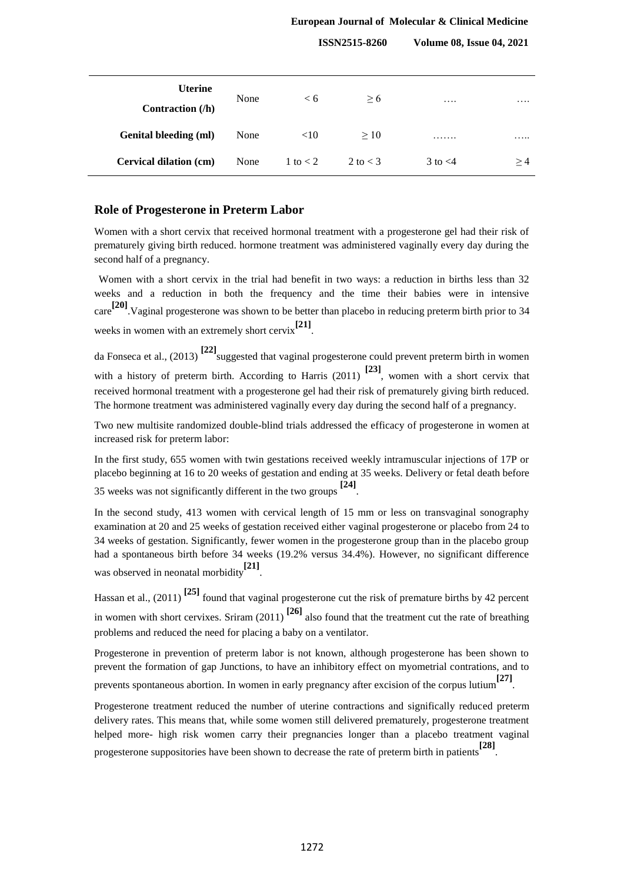| Uterine Contraction (/h) | None | < 6 | ≥ 6 | …. | …. |
|---|---|---|---|---|---|
| Genital bleeding (ml) | None | <10 | ≥ 10 | ……. | ….. |
| Cervical dilation (cm) | None | 1 to < 2 | 2 to < 3 | 3 to <4 | ≥ 4 |

## Role of Progesterone in Preterm Labor

Women with a short cervix that received hormonal treatment with a progesterone gel had their risk of prematurely giving birth reduced. hormone treatment was administered vaginally every day during the second half of a pregnancy.

Women with a short cervix in the trial had benefit in two ways: a reduction in births less than 32 weeks and a reduction in both the frequency and the time their babies were in intensive care[20]. Vaginal progesterone was shown to be better than placebo in reducing preterm birth prior to 34 weeks in women with an extremely short cervix[21].

da Fonseca et al., (2013) [22] suggested that vaginal progesterone could prevent preterm birth in women with a history of preterm birth. According to Harris (2011) [23], women with a short cervix that received hormonal treatment with a progesterone gel had their risk of prematurely giving birth reduced. The hormone treatment was administered vaginally every day during the second half of a pregnancy.

Two new multisite randomized double-blind trials addressed the efficacy of progesterone in women at increased risk for preterm labor:

In the first study, 655 women with twin gestations received weekly intramuscular injections of 17P or placebo beginning at 16 to 20 weeks of gestation and ending at 35 weeks. Delivery or fetal death before 35 weeks was not significantly different in the two groups [24].

In the second study, 413 women with cervical length of 15 mm or less on transvaginal sonography examination at 20 and 25 weeks of gestation received either vaginal progesterone or placebo from 24 to 34 weeks of gestation. Significantly, fewer women in the progesterone group than in the placebo group had a spontaneous birth before 34 weeks (19.2% versus 34.4%). However, no significant difference was observed in neonatal morbidity[21].

Hassan et al., (2011) [25] found that vaginal progesterone cut the risk of premature births by 42 percent in women with short cervixes. Sriram (2011) [26] also found that the treatment cut the rate of breathing problems and reduced the need for placing a baby on a ventilator.

Progesterone in prevention of preterm labor is not known, although progesterone has been shown to prevent the formation of gap Junctions, to have an inhibitory effect on myometrial contrations, and to prevents spontaneous abortion. In women in early pregnancy after excision of the corpus lutium[27].

Progesterone treatment reduced the number of uterine contractions and significally reduced preterm delivery rates. This means that, while some women still delivered prematurely, progesterone treatment helped more- high risk women carry their pregnancies longer than a placebo treatment vaginal progesterone suppositories have been shown to decrease the rate of preterm birth in patients[28].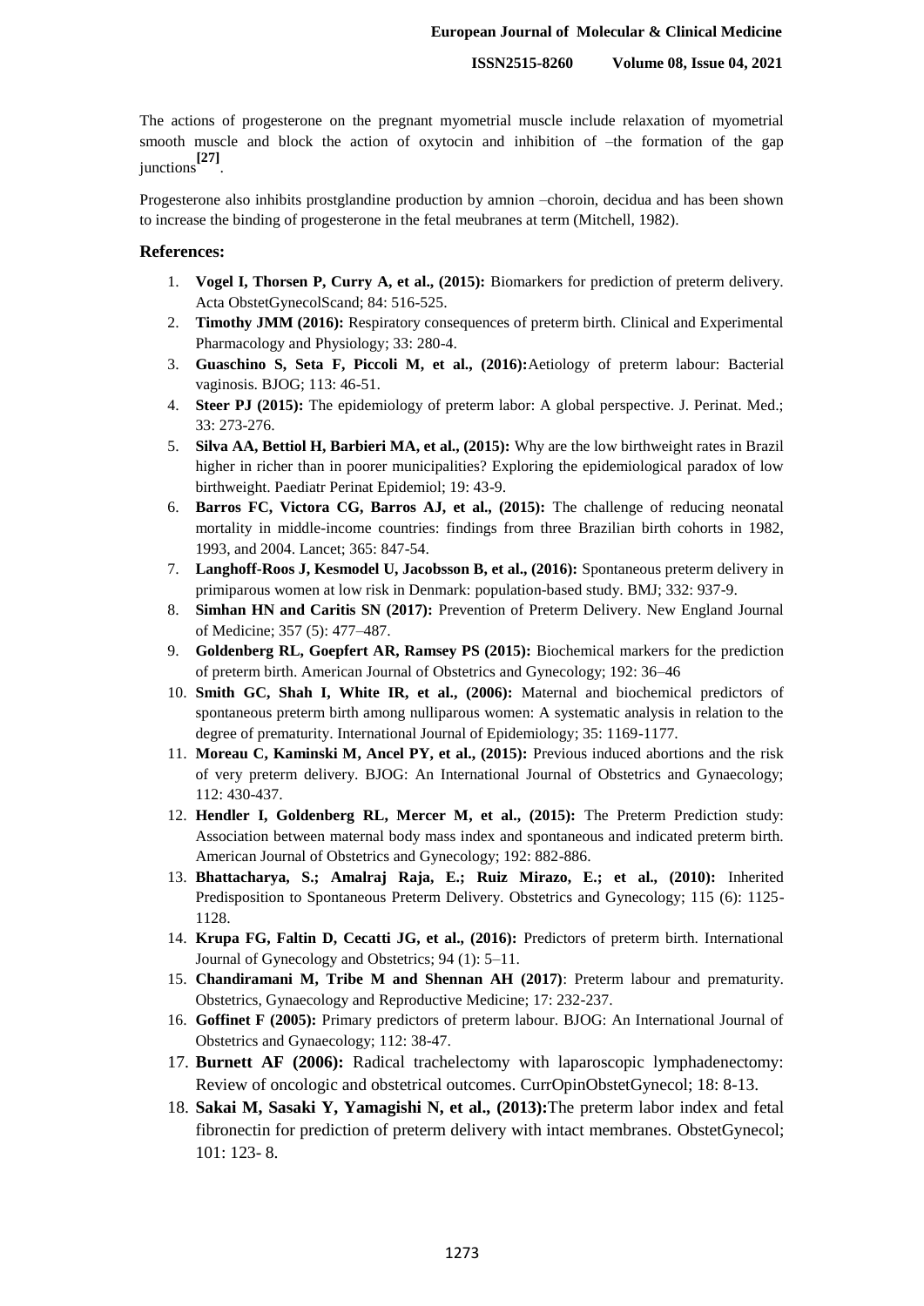The actions of progesterone on the pregnant myometrial muscle include relaxation of myometrial smooth muscle and block the action of oxytocin and inhibition of –the formation of the gap junctions[27].

Progesterone also inhibits prostglandine production by amnion –choroin, decidua and has been shown to increase the binding of progesterone in the fetal meubranes at term (Mitchell, 1982).

## References:

1. **Vogel I, Thorsen P, Curry A, et al., (2015):** Biomarkers for prediction of preterm delivery. Acta ObstetGynecolScand; 84: 516-525.
2. **Timothy JMM (2016):** Respiratory consequences of preterm birth. Clinical and Experimental Pharmacology and Physiology; 33: 280-4.
3. **Guaschino S, Seta F, Piccoli M, et al., (2016):**Aetiology of preterm labour: Bacterial vaginosis. BJOG; 113: 46-51.
4. **Steer PJ (2015):** The epidemiology of preterm labor: A global perspective. J. Perinat. Med.; 33: 273-276.
5. **Silva AA, Bettiol H, Barbieri MA, et al., (2015):** Why are the low birthweight rates in Brazil higher in richer than in poorer municipalities? Exploring the epidemiological paradox of low birthweight. Paediatr Perinat Epidemiol; 19: 43-9.
6. **Barros FC, Victora CG, Barros AJ, et al., (2015):** The challenge of reducing neonatal mortality in middle-income countries: findings from three Brazilian birth cohorts in 1982, 1993, and 2004. Lancet; 365: 847-54.
7. **Langhoff-Roos J, Kesmodel U, Jacobsson B, et al., (2016):** Spontaneous preterm delivery in primiparous women at low risk in Denmark: population-based study. BMJ; 332: 937-9.
8. **Simhan HN and Caritis SN (2017):** Prevention of Preterm Delivery. New England Journal of Medicine; 357 (5): 477–487.
9. **Goldenberg RL, Goepfert AR, Ramsey PS (2015):** Biochemical markers for the prediction of preterm birth. American Journal of Obstetrics and Gynecology; 192: 36–46
10. **Smith GC, Shah I, White IR, et al., (2006):** Maternal and biochemical predictors of spontaneous preterm birth among nulliparous women: A systematic analysis in relation to the degree of prematurity. International Journal of Epidemiology; 35: 1169-1177.
11. **Moreau C, Kaminski M, Ancel PY, et al., (2015):** Previous induced abortions and the risk of very preterm delivery. BJOG: An International Journal of Obstetrics and Gynaecology; 112: 430-437.
12. **Hendler I, Goldenberg RL, Mercer M, et al., (2015):** The Preterm Prediction study: Association between maternal body mass index and spontaneous and indicated preterm birth. American Journal of Obstetrics and Gynecology; 192: 882-886.
13. **Bhattacharya, S.; Amalraj Raja, E.; Ruiz Mirazo, E.; et al., (2010):** Inherited Predisposition to Spontaneous Preterm Delivery. Obstetrics and Gynecology; 115 (6): 1125-1128.
14. **Krupa FG, Faltin D, Cecatti JG, et al., (2016):** Predictors of preterm birth. International Journal of Gynecology and Obstetrics; 94 (1): 5–11.
15. **Chandiramani M, Tribe M and Shennan AH (2017)**: Preterm labour and prematurity. Obstetrics, Gynaecology and Reproductive Medicine; 17: 232-237.
16. **Goffinet F (2005):** Primary predictors of preterm labour. BJOG: An International Journal of Obstetrics and Gynaecology; 112: 38-47.
17. **Burnett AF (2006):** Radical trachelectomy with laparoscopic lymphadenectomy: Review of oncologic and obstetrical outcomes. CurrOpinObstetGynecol; 18: 8-13.
18. **Sakai M, Sasaki Y, Yamagishi N, et al., (2013):**The preterm labor index and fetal fibronectin for prediction of preterm delivery with intact membranes. ObstetGynecol; 101: 123- 8.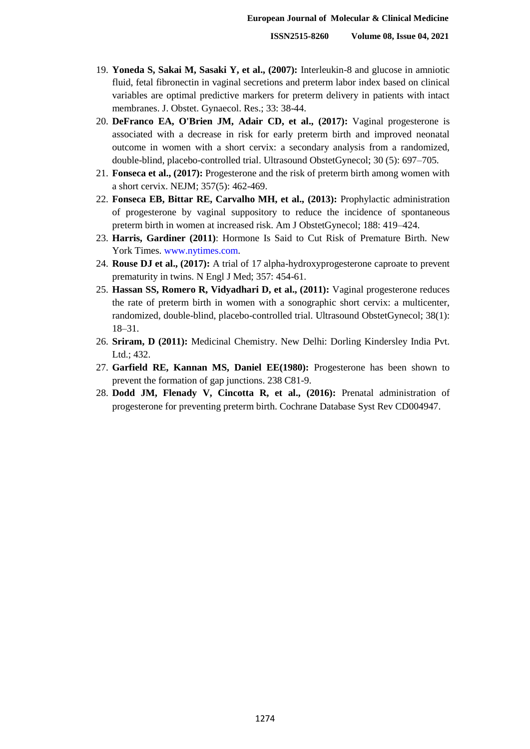19. **Yoneda S, Sakai M, Sasaki Y, et al., (2007):** Interleukin-8 and glucose in amniotic fluid, fetal fibronectin in vaginal secretions and preterm labor index based on clinical variables are optimal predictive markers for preterm delivery in patients with intact membranes. J. Obstet. Gynaecol. Res.; 33: 38-44.
20. **DeFranco EA, O'Brien JM, Adair CD, et al., (2017):** Vaginal progesterone is associated with a decrease in risk for early preterm birth and improved neonatal outcome in women with a short cervix: a secondary analysis from a randomized, double-blind, placebo-controlled trial. Ultrasound ObstetGynecol; 30 (5): 697–705.
21. **Fonseca et al., (2017):** Progesterone and the risk of preterm birth among women with a short cervix. NEJM; 357(5): 462-469.
22. **Fonseca EB, Bittar RE, Carvalho MH, et al., (2013):** Prophylactic administration of progesterone by vaginal suppository to reduce the incidence of spontaneous preterm birth in women at increased risk. Am J ObstetGynecol; 188: 419–424.
23. **Harris, Gardiner (2011)**: Hormone Is Said to Cut Risk of Premature Birth. New York Times. www.nytimes.com.
24. **Rouse DJ et al., (2017):** A trial of 17 alpha-hydroxyprogesterone caproate to prevent prematurity in twins. N Engl J Med; 357: 454-61.
25. **Hassan SS, Romero R, Vidyadhari D, et al., (2011):** Vaginal progesterone reduces the rate of preterm birth in women with a sonographic short cervix: a multicenter, randomized, double-blind, placebo-controlled trial. Ultrasound ObstetGynecol; 38(1): 18–31.
26. **Sriram, D (2011):** Medicinal Chemistry. New Delhi: Dorling Kindersley India Pvt. Ltd.; 432.
27. **Garfield RE, Kannan MS, Daniel EE(1980):** Progesterone has been shown to prevent the formation of gap junctions. 238 C81-9.
28. **Dodd JM, Flenady V, Cincotta R, et al., (2016):** Prenatal administration of progesterone for preventing preterm birth. Cochrane Database Syst Rev CD004947.